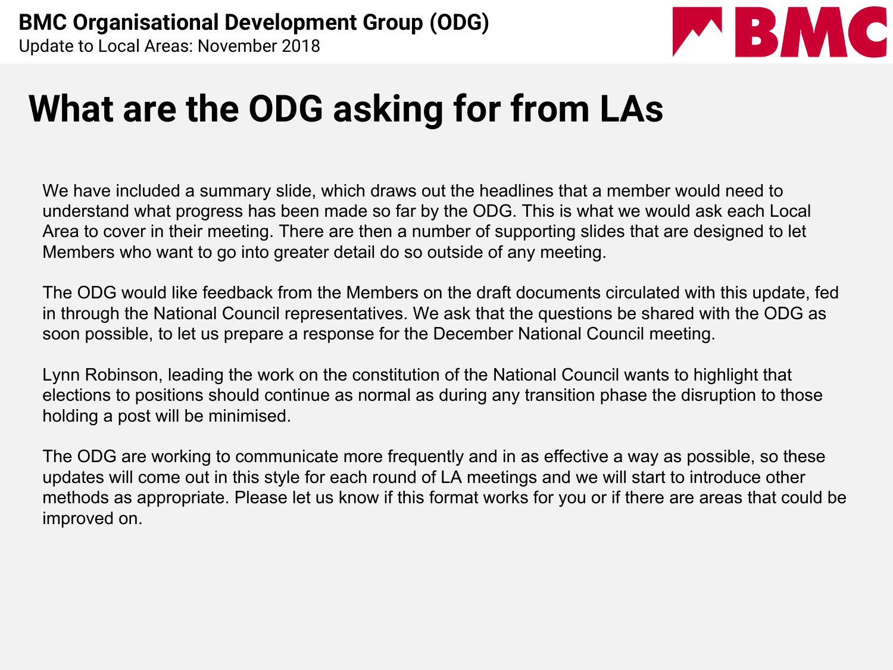**BMC Organisational Development Group (ODG)**
Update to Local Areas: November 2018

# What are the ODG asking for from LAs

We have included a summary slide, which draws out the headlines that a member would need to understand what progress has been made so far by the ODG. This is what we would ask each Local Area to cover in their meeting. There are then a number of supporting slides that are designed to let Members who want to go into greater detail do so outside of any meeting.

The ODG would like feedback from the Members on the draft documents circulated with this update, fed in through the National Council representatives. We ask that the questions be shared with the ODG as soon possible, to let us prepare a response for the December National Council meeting.

Lynn Robinson, leading the work on the constitution of the National Council wants to highlight that elections to positions should continue as normal as during any transition phase the disruption to those holding a post will be minimised.

The ODG are working to communicate more frequently and in as effective a way as possible, so these updates will come out in this style for each round of LA meetings and we will start to introduce other methods as appropriate. Please let us know if this format works for you or if there are areas that could be improved on.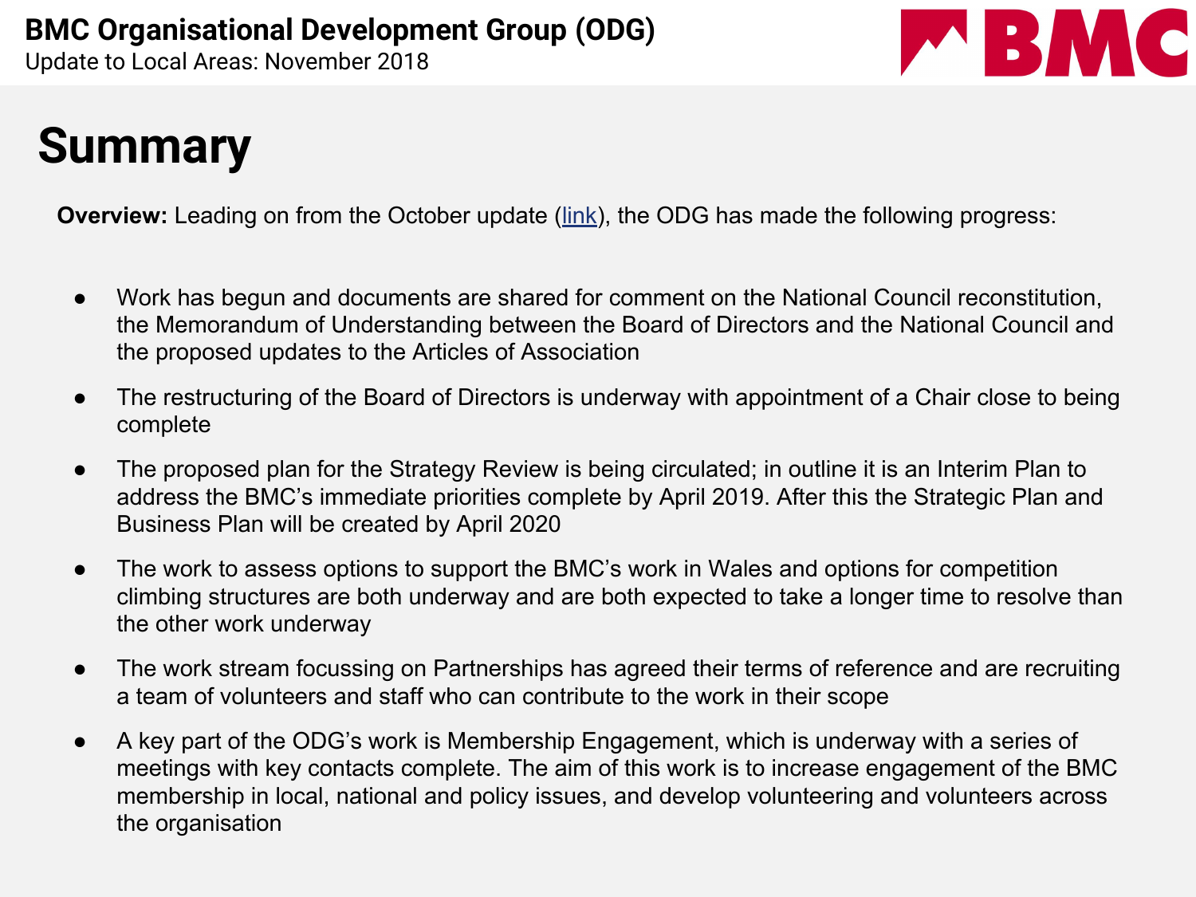# Summary

**Overview:** Leading on from the October update (link), the ODG has made the following progress:

- Work has begun and documents are shared for comment on the National Council reconstitution, the Memorandum of Understanding between the Board of Directors and the National Council and the proposed updates to the Articles of Association
- The restructuring of the Board of Directors is underway with appointment of a Chair close to being complete
- The proposed plan for the Strategy Review is being circulated; in outline it is an Interim Plan to address the BMC's immediate priorities complete by April 2019. After this the Strategic Plan and Business Plan will be created by April 2020
- The work to assess options to support the BMC's work in Wales and options for competition climbing structures are both underway and are both expected to take a longer time to resolve than the other work underway
- The work stream focussing on Partnerships has agreed their terms of reference and are recruiting a team of volunteers and staff who can contribute to the work in their scope
- A key part of the ODG's work is Membership Engagement, which is underway with a series of meetings with key contacts complete. The aim of this work is to increase engagement of the BMC membership in local, national and policy issues, and develop volunteering and volunteers across the organisation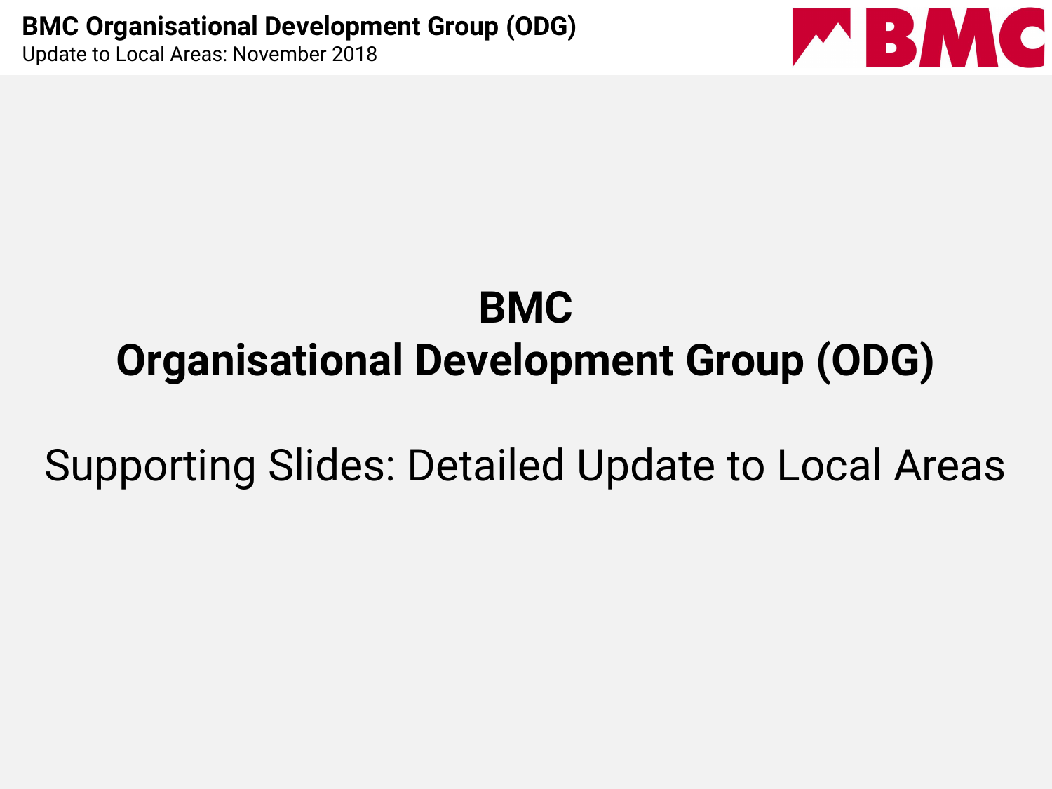# BMC
# Organisational Development Group (ODG)

## Supporting Slides: Detailed Update to Local Areas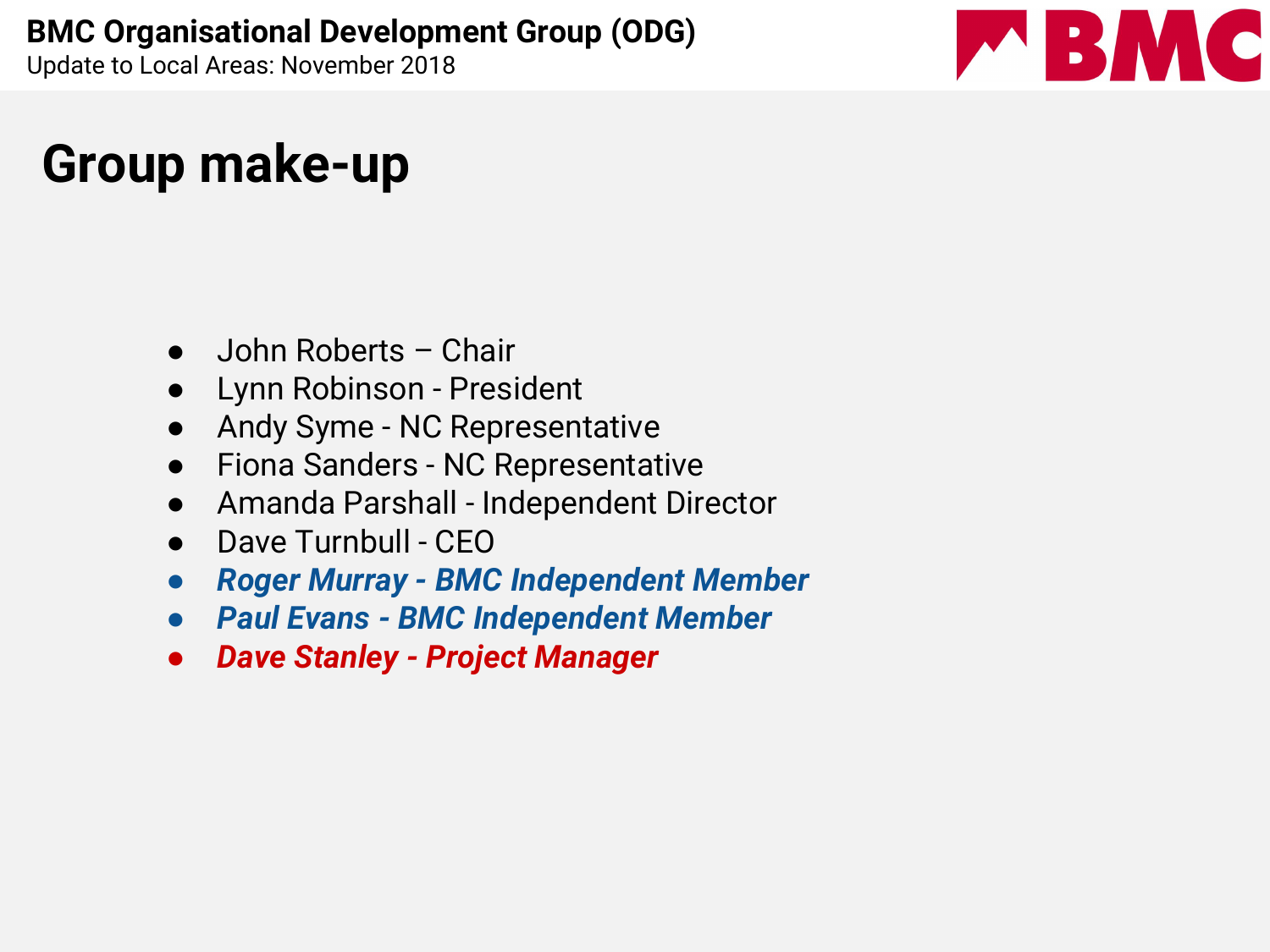# Group make-up

- John Roberts – Chair
- Lynn Robinson - President
- Andy Syme - NC Representative
- Fiona Sanders - NC Representative
- Amanda Parshall - Independent Director
- Dave Turnbull - CEO
- ***Roger Murray - BMC Independent Member***
- ***Paul Evans - BMC Independent Member***
- ***Dave Stanley - Project Manager***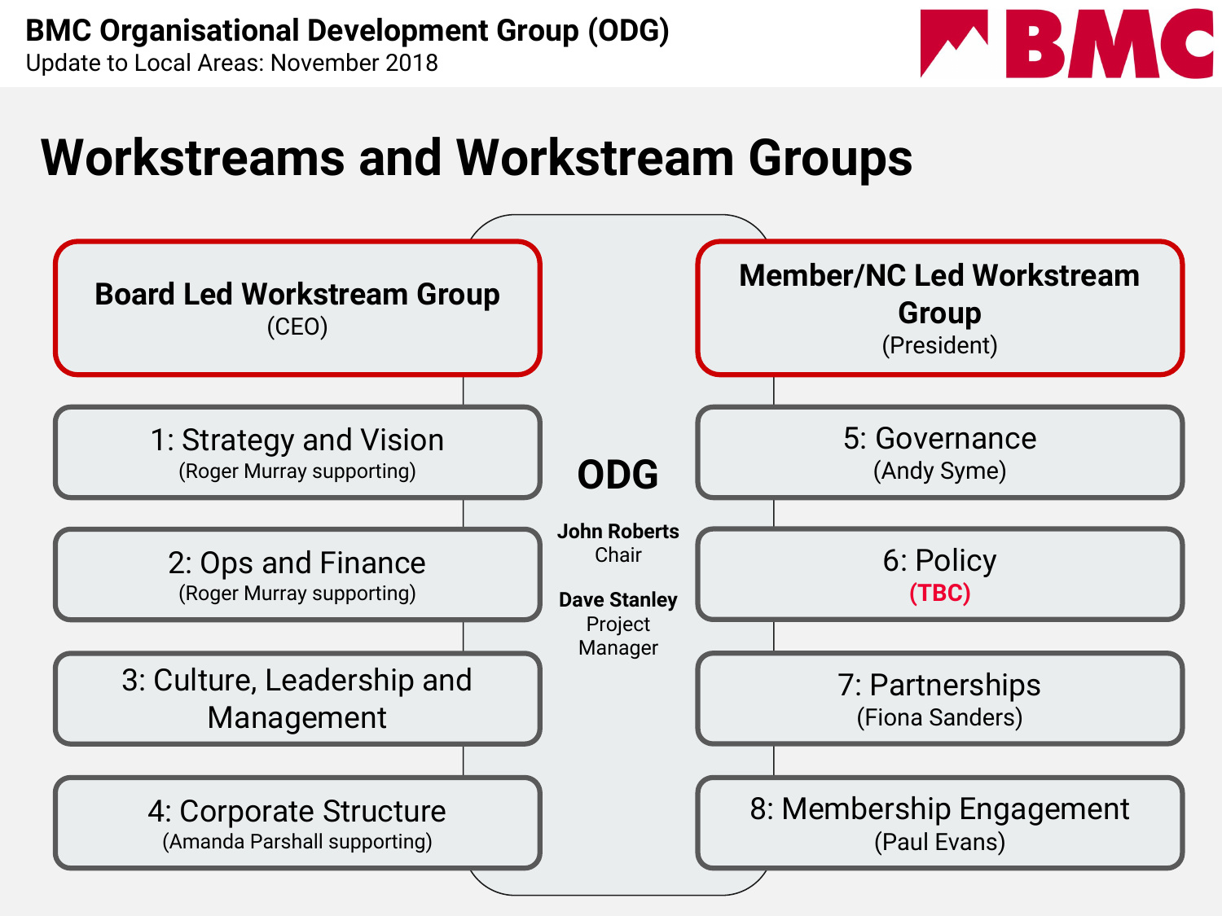# Workstreams and Workstream Groups

## Board Led Workstream Group
(CEO)

- **1: Strategy and Vision** (Roger Murray supporting)
- **2: Ops and Finance** (Roger Murray supporting)
- **3: Culture, Leadership and Management**
- **4: Corporate Structure** (Amanda Parshall supporting)

## ODG

**John Roberts**
Chair

**Dave Stanley**
Project Manager

## Member/NC Led Workstream Group
(President)

- **5: Governance** (Andy Syme)
- **6: Policy** (TBC)
- **7: Partnerships** (Fiona Sanders)
- **8: Membership Engagement** (Paul Evans)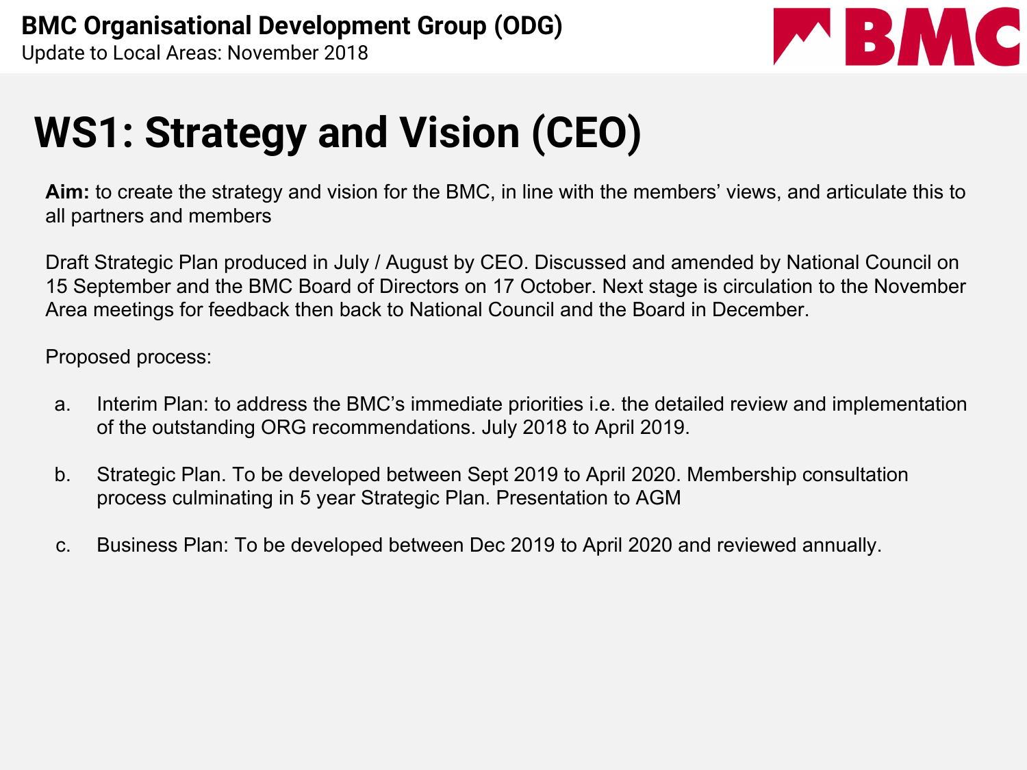# WS1: Strategy and Vision (CEO)

**Aim:** to create the strategy and vision for the BMC, in line with the members' views, and articulate this to all partners and members

Draft Strategic Plan produced in July / August by CEO. Discussed and amended by National Council on 15 September and the BMC Board of Directors on 17 October. Next stage is circulation to the November Area meetings for feedback then back to National Council and the Board in December.

Proposed process:

a. Interim Plan: to address the BMC's immediate priorities i.e. the detailed review and implementation of the outstanding ORG recommendations. July 2018 to April 2019.

b. Strategic Plan. To be developed between Sept 2019 to April 2020. Membership consultation process culminating in 5 year Strategic Plan. Presentation to AGM

c. Business Plan: To be developed between Dec 2019 to April 2020 and reviewed annually.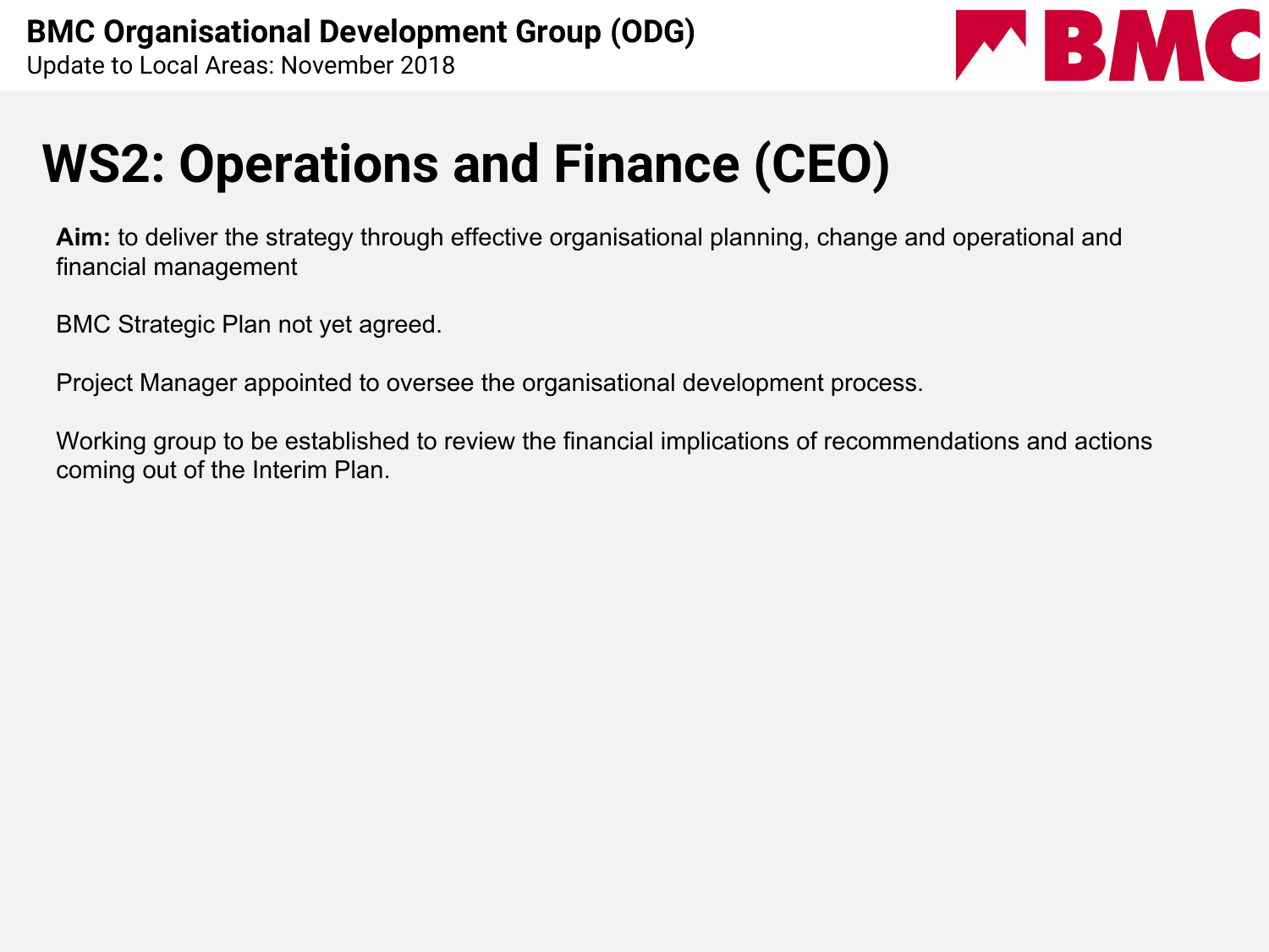# WS2: Operations and Finance (CEO)

**Aim:** to deliver the strategy through effective organisational planning, change and operational and financial management

BMC Strategic Plan not yet agreed.

Project Manager appointed to oversee the organisational development process.

Working group to be established to review the financial implications of recommendations and actions coming out of the Interim Plan.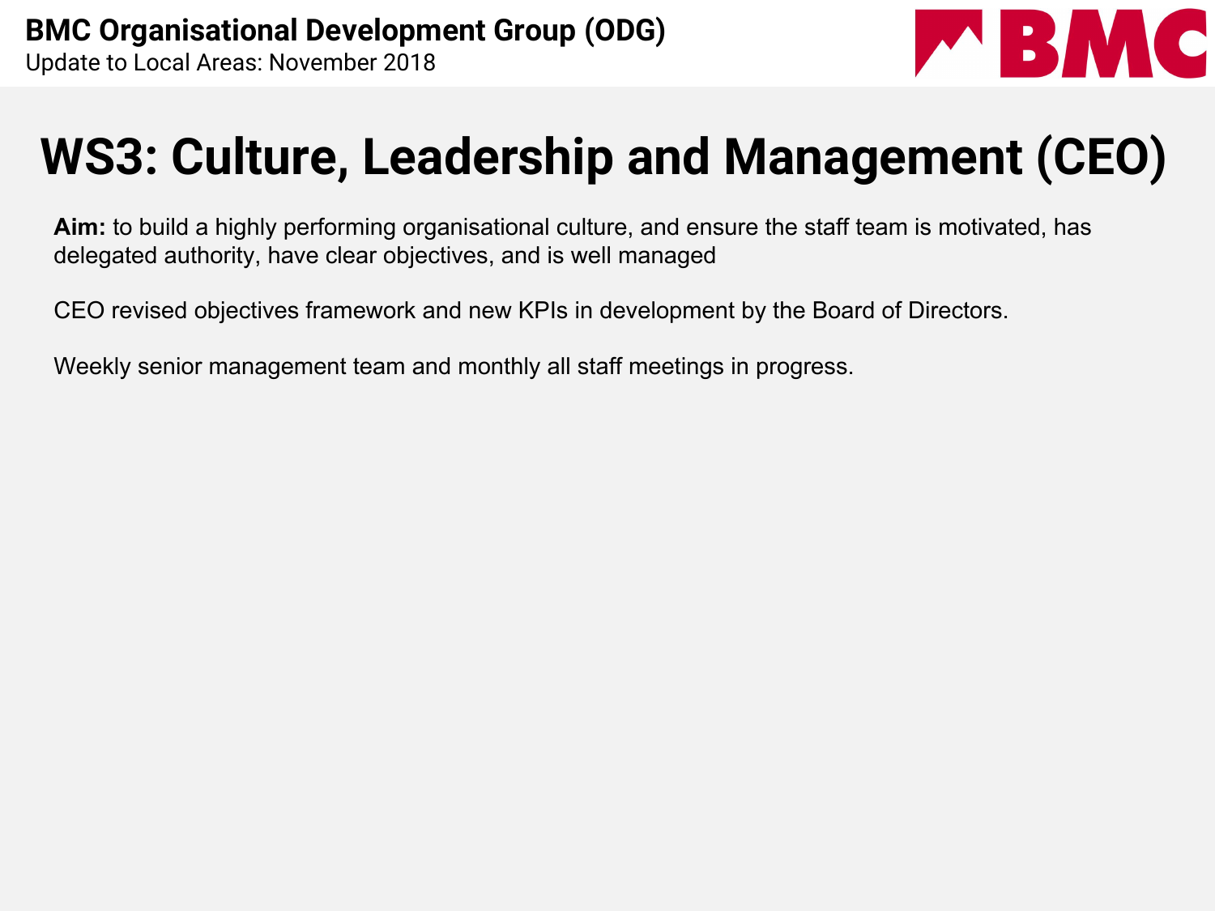# WS3: Culture, Leadership and Management (CEO)

**Aim:** to build a highly performing organisational culture, and ensure the staff team is motivated, has delegated authority, have clear objectives, and is well managed

CEO revised objectives framework and new KPIs in development by the Board of Directors.

Weekly senior management team and monthly all staff meetings in progress.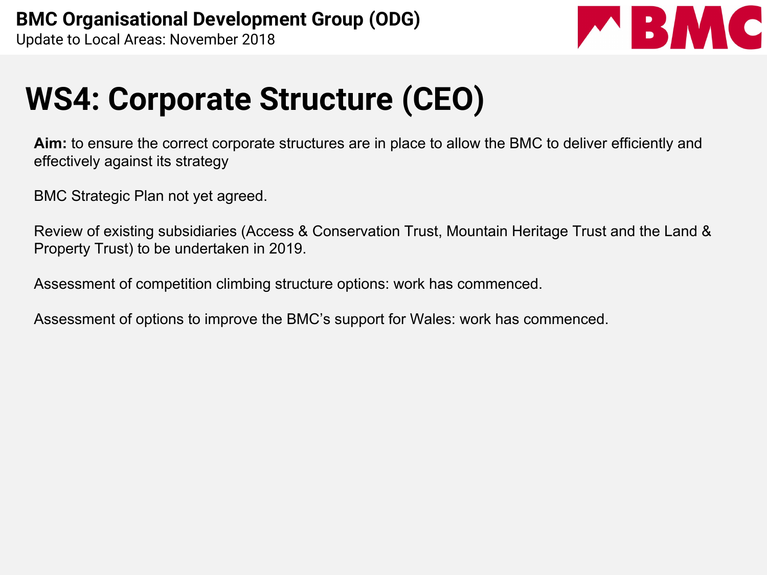# WS4: Corporate Structure (CEO)

**Aim:** to ensure the correct corporate structures are in place to allow the BMC to deliver efficiently and effectively against its strategy

BMC Strategic Plan not yet agreed.

Review of existing subsidiaries (Access & Conservation Trust, Mountain Heritage Trust and the Land & Property Trust) to be undertaken in 2019.

Assessment of competition climbing structure options: work has commenced.

Assessment of options to improve the BMC's support for Wales: work has commenced.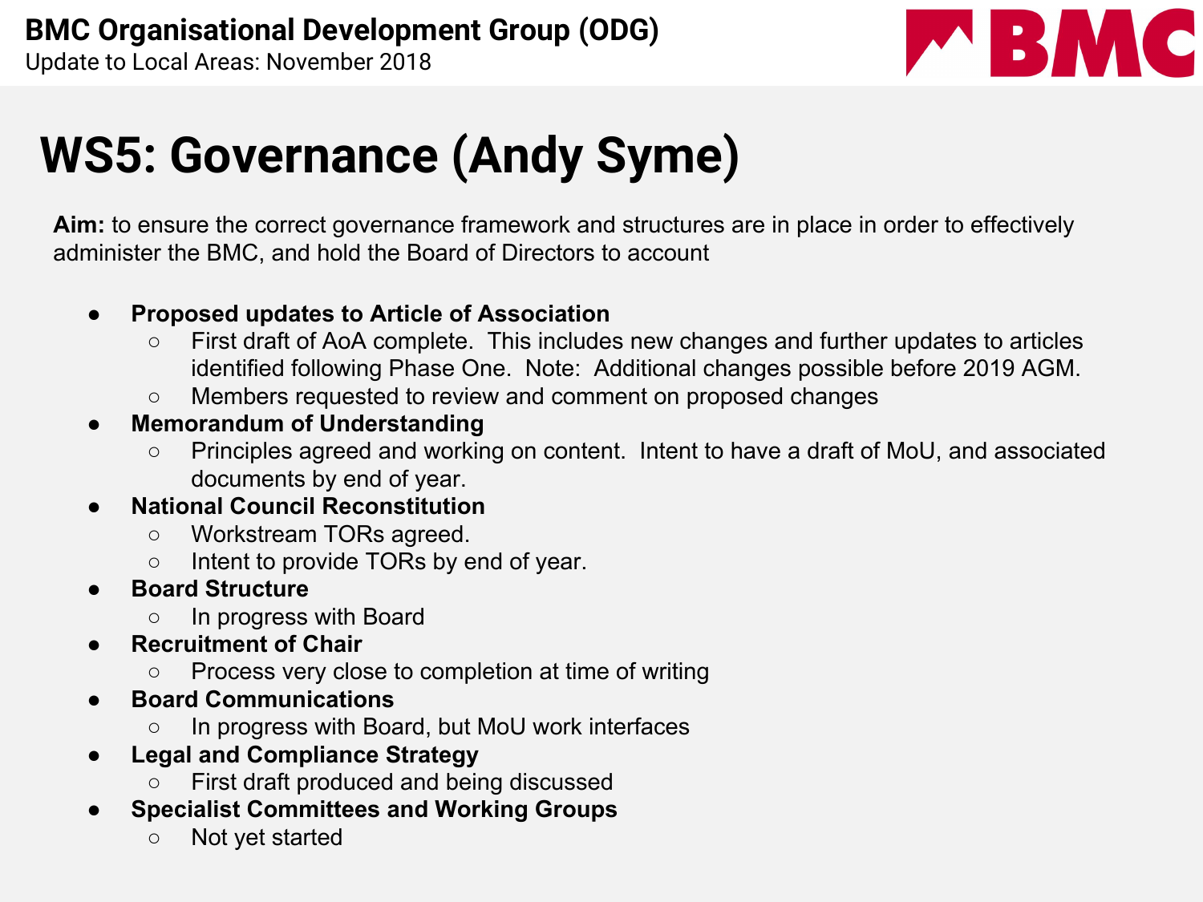# WS5: Governance (Andy Syme)

**Aim:** to ensure the correct governance framework and structures are in place in order to effectively administer the BMC, and hold the Board of Directors to account

- **Proposed updates to Article of Association**
  - First draft of AoA complete. This includes new changes and further updates to articles identified following Phase One. Note: Additional changes possible before 2019 AGM.
  - Members requested to review and comment on proposed changes
- **Memorandum of Understanding**
  - Principles agreed and working on content. Intent to have a draft of MoU, and associated documents by end of year.
- **National Council Reconstitution**
  - Workstream TORs agreed.
  - Intent to provide TORs by end of year.
- **Board Structure**
  - In progress with Board
- **Recruitment of Chair**
  - Process very close to completion at time of writing
- **Board Communications**
  - In progress with Board, but MoU work interfaces
- **Legal and Compliance Strategy**
  - First draft produced and being discussed
- **Specialist Committees and Working Groups**
  - Not yet started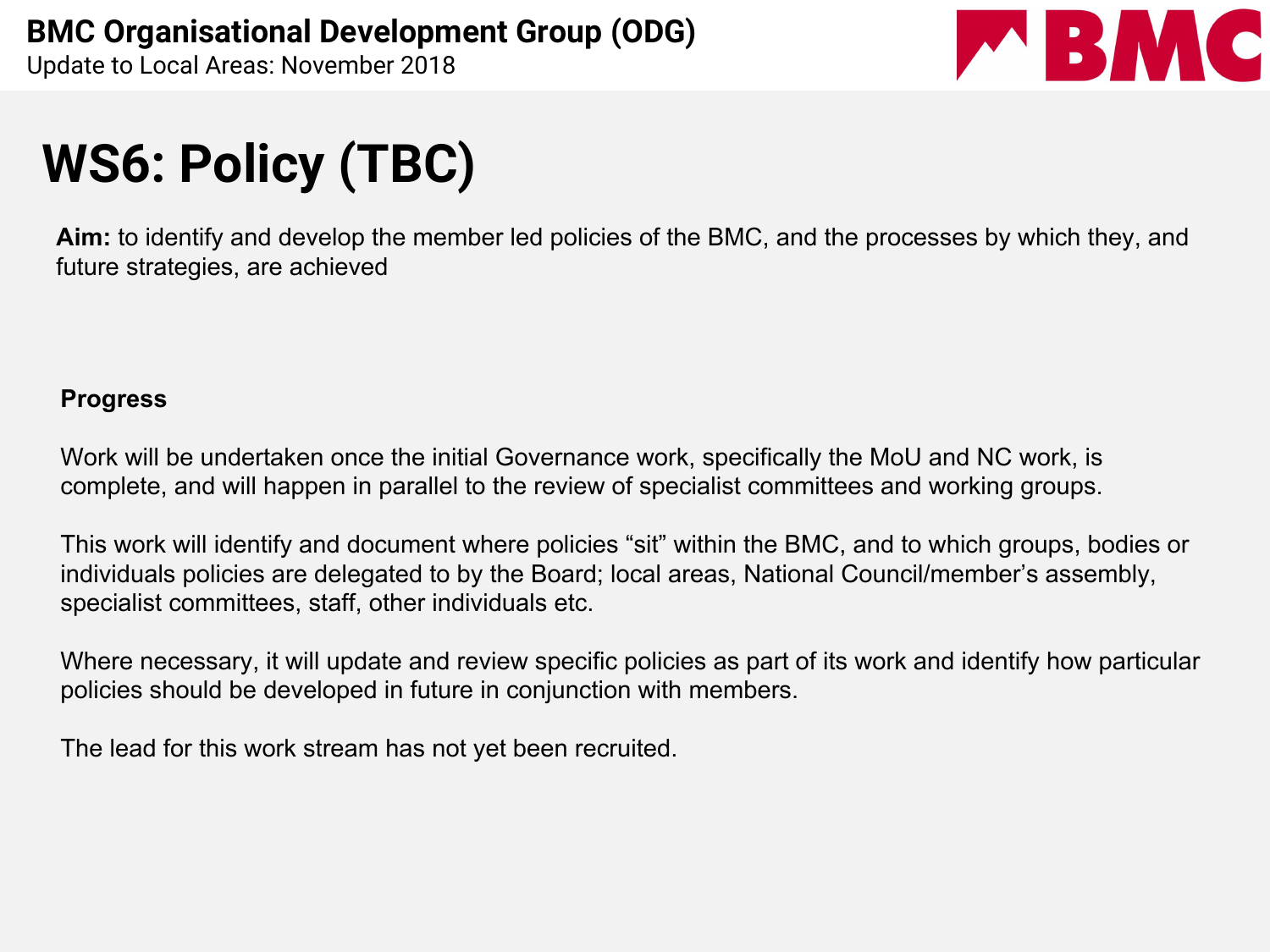# WS6: Policy (TBC)

**Aim:** to identify and develop the member led policies of the BMC, and the processes by which they, and future strategies, are achieved

**Progress**

Work will be undertaken once the initial Governance work, specifically the MoU and NC work, is complete, and will happen in parallel to the review of specialist committees and working groups.

This work will identify and document where policies "sit" within the BMC, and to which groups, bodies or individuals policies are delegated to by the Board; local areas, National Council/member's assembly, specialist committees, staff, other individuals etc.

Where necessary, it will update and review specific policies as part of its work and identify how particular policies should be developed in future in conjunction with members.

The lead for this work stream has not yet been recruited.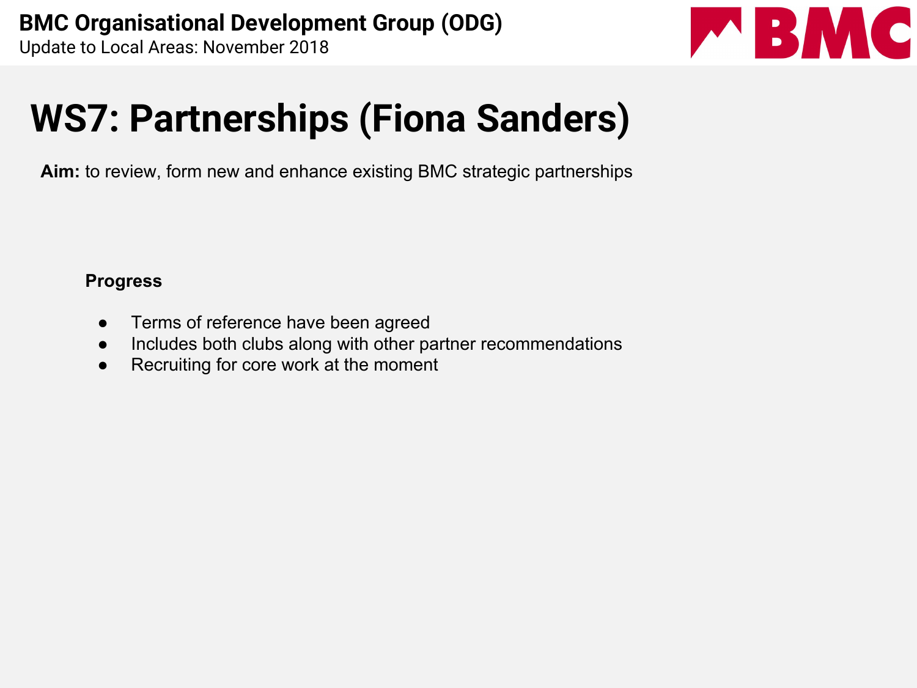# WS7: Partnerships (Fiona Sanders)

**Aim:** to review, form new and enhance existing BMC strategic partnerships

**Progress**

- Terms of reference have been agreed
- Includes both clubs along with other partner recommendations
- Recruiting for core work at the moment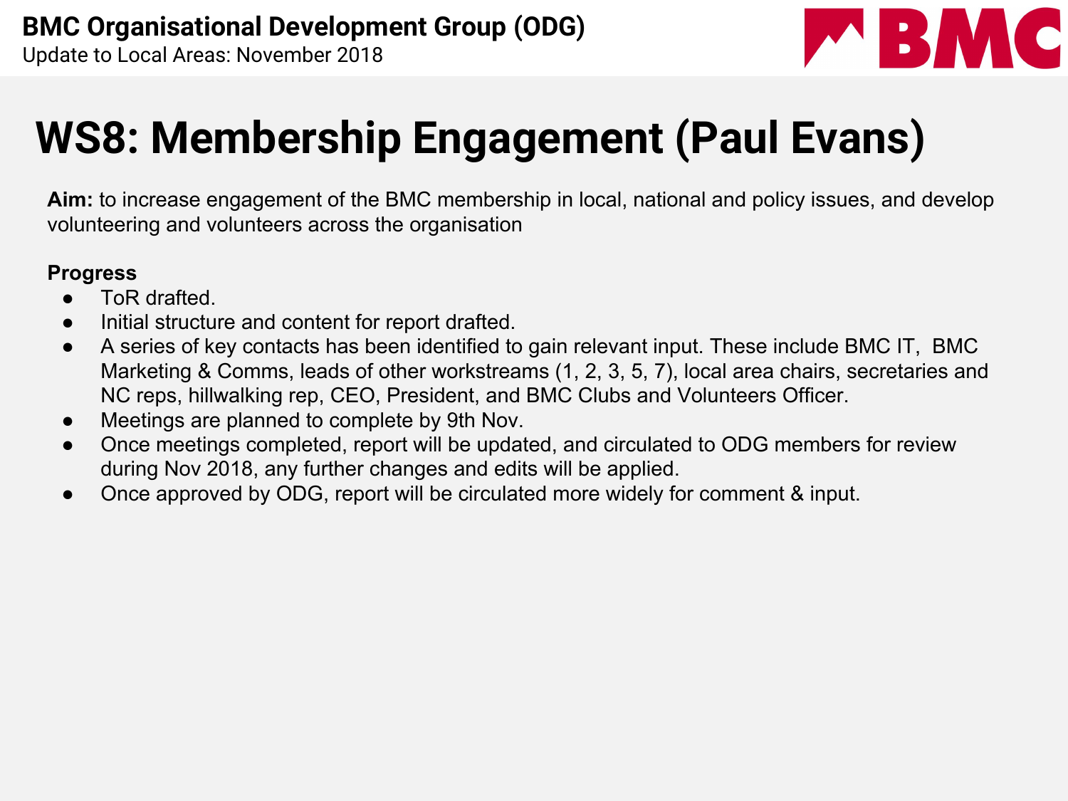# WS8: Membership Engagement (Paul Evans)

**Aim:** to increase engagement of the BMC membership in local, national and policy issues, and develop volunteering and volunteers across the organisation

**Progress**

- ToR drafted.
- Initial structure and content for report drafted.
- A series of key contacts has been identified to gain relevant input. These include BMC IT, BMC Marketing & Comms, leads of other workstreams (1, 2, 3, 5, 7), local area chairs, secretaries and NC reps, hillwalking rep, CEO, President, and BMC Clubs and Volunteers Officer.
- Meetings are planned to complete by 9th Nov.
- Once meetings completed, report will be updated, and circulated to ODG members for review during Nov 2018, any further changes and edits will be applied.
- Once approved by ODG, report will be circulated more widely for comment & input.